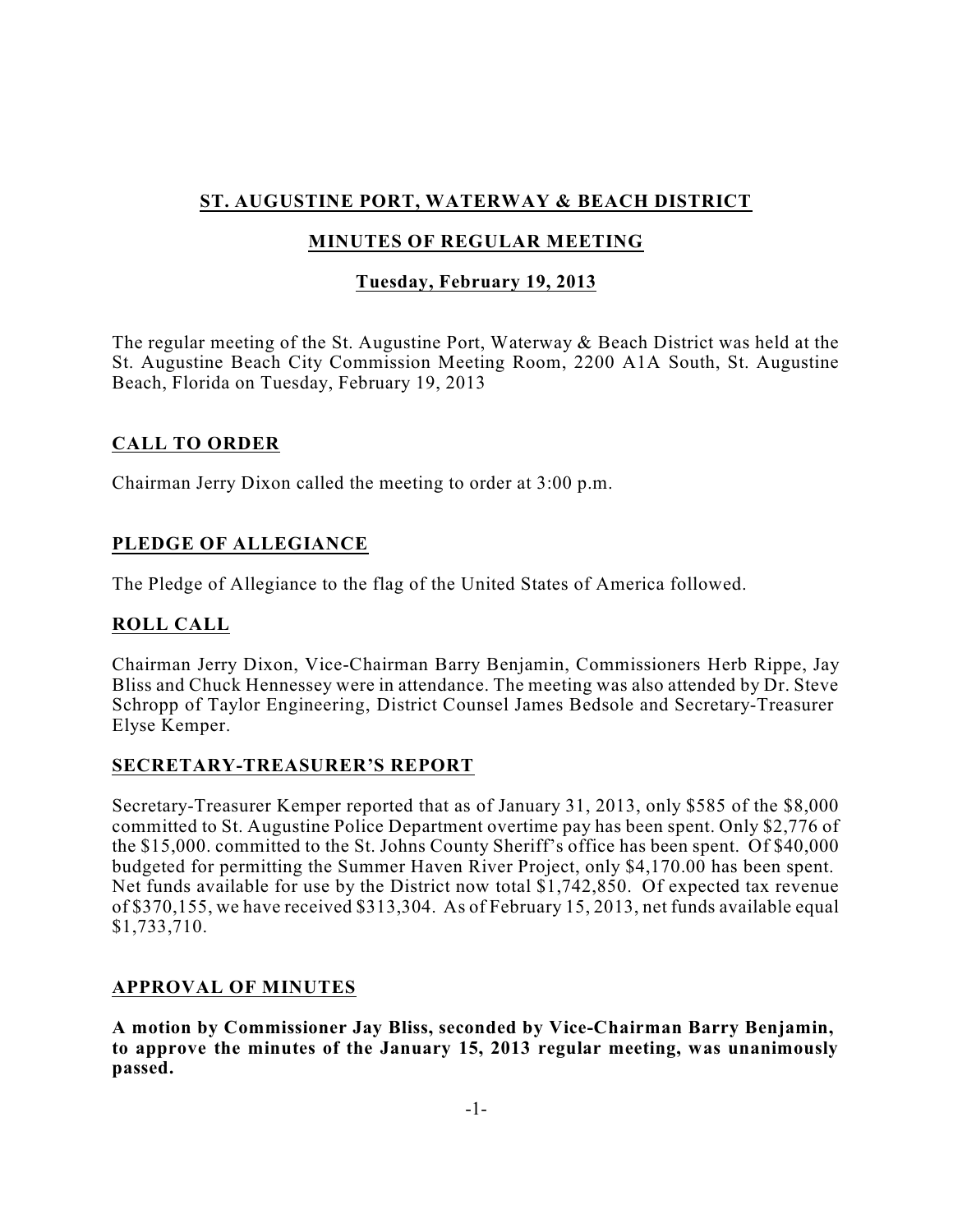# ST. AUGUSTINE PORT, WATERWAY & BEACH DISTRICT

## MINUTES OF REGULAR MEETING

### Tuesday, February 19, 2013

The regular meeting of the St. Augustine Port, Waterway & Beach District was held at the St. Augustine Beach City Commission Meeting Room, 2200 A1A South, St. Augustine Beach, Florida on Tuesday, February 19, 2013

## CALL TO ORDER

Chairman Jerry Dixon called the meeting to order at 3:00 p.m.

## PLEDGE OF ALLEGIANCE

The Pledge of Allegiance to the flag of the United States of America followed.

## ROLL CALL

Chairman Jerry Dixon, Vice-Chairman Barry Benjamin, Commissioners Herb Rippe, Jay Bliss and Chuck Hennessey were in attendance. The meeting was also attended by Dr. Steve Schropp of Taylor Engineering, District Counsel James Bedsole and Secretary-Treasurer Elyse Kemper.

## SECRETARY-TREASURER'S REPORT

Secretary-Treasurer Kemper reported that as of January 31, 2013, only $585 of the $8,000 committed to St. Augustine Police Department overtime pay has been spent. Only $2,776 of the $15,000. committed to the St. Johns County Sheriff's office has been spent. Of $40,000 budgeted for permitting the Summer Haven River Project, only $4,170.00 has been spent. Net funds available for use by the District now total $1,742,850. Of expected tax revenue of $370,155, we have received $313,304. As of February 15, 2013, net funds available equal $1,733,710.

## APPROVAL OF MINUTES

**A motion by Commissioner Jay Bliss, seconded by Vice-Chairman Barry Benjamin, to approve the minutes of the January 15, 2013 regular meeting, was unanimously passed.**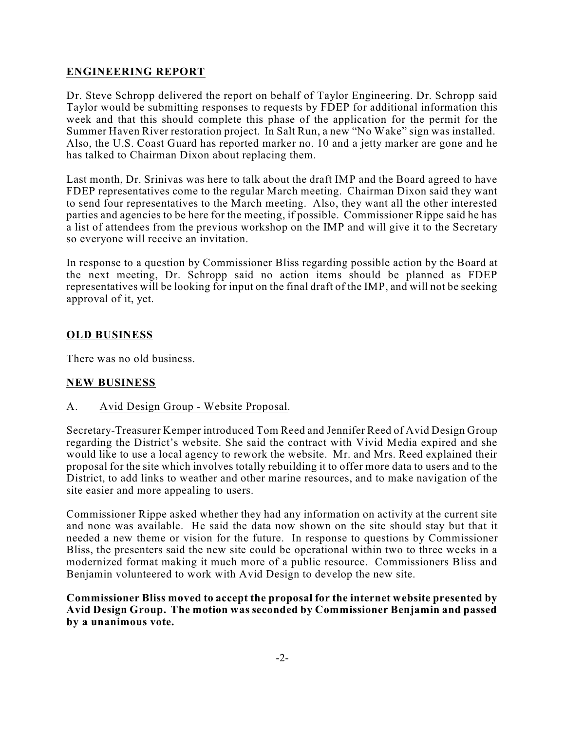## ENGINEERING REPORT

Dr. Steve Schropp delivered the report on behalf of Taylor Engineering. Dr. Schropp said Taylor would be submitting responses to requests by FDEP for additional information this week and that this should complete this phase of the application for the permit for the Summer Haven River restoration project. In Salt Run, a new "No Wake" sign was installed. Also, the U.S. Coast Guard has reported marker no. 10 and a jetty marker are gone and he has talked to Chairman Dixon about replacing them.

Last month, Dr. Srinivas was here to talk about the draft IMP and the Board agreed to have FDEP representatives come to the regular March meeting. Chairman Dixon said they want to send four representatives to the March meeting. Also, they want all the other interested parties and agencies to be here for the meeting, if possible. Commissioner Rippe said he has a list of attendees from the previous workshop on the IMP and will give it to the Secretary so everyone will receive an invitation.

In response to a question by Commissioner Bliss regarding possible action by the Board at the next meeting, Dr. Schropp said no action items should be planned as FDEP representatives will be looking for input on the final draft of the IMP, and will not be seeking approval of it, yet.

## OLD BUSINESS

There was no old business.

## NEW BUSINESS

A. Avid Design Group - Website Proposal.

Secretary-Treasurer Kemper introduced Tom Reed and Jennifer Reed of Avid Design Group regarding the District's website. She said the contract with Vivid Media expired and she would like to use a local agency to rework the website. Mr. and Mrs. Reed explained their proposal for the site which involves totally rebuilding it to offer more data to users and to the District, to add links to weather and other marine resources, and to make navigation of the site easier and more appealing to users.

Commissioner Rippe asked whether they had any information on activity at the current site and none was available. He said the data now shown on the site should stay but that it needed a new theme or vision for the future. In response to questions by Commissioner Bliss, the presenters said the new site could be operational within two to three weeks in a modernized format making it much more of a public resource. Commissioners Bliss and Benjamin volunteered to work with Avid Design to develop the new site.

**Commissioner Bliss moved to accept the proposal for the internet website presented by Avid Design Group. The motion was seconded by Commissioner Benjamin and passed by a unanimous vote.**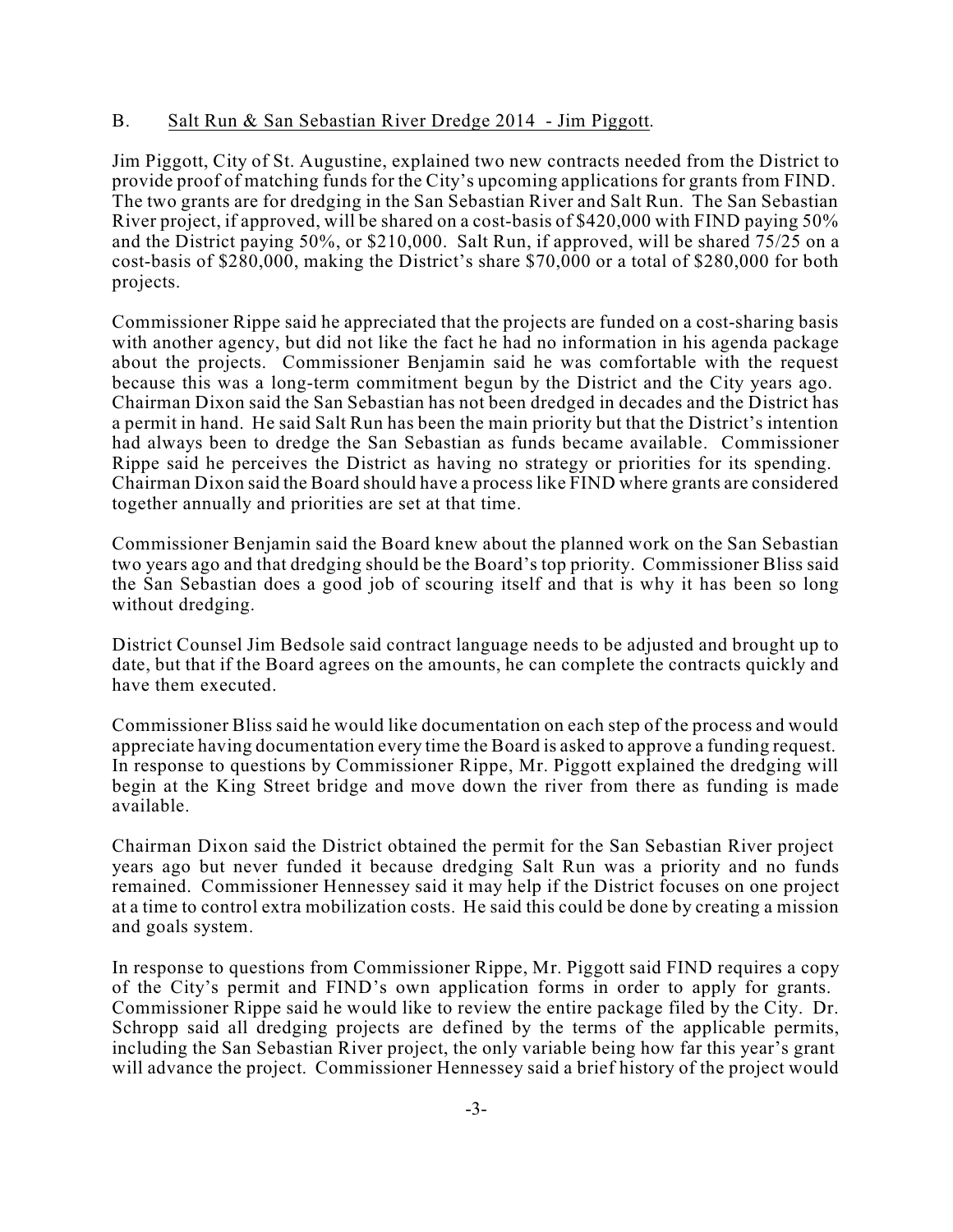B. Salt Run & San Sebastian River Dredge 2014 - Jim Piggott.

Jim Piggott, City of St. Augustine, explained two new contracts needed from the District to provide proof of matching funds for the City's upcoming applications for grants from FIND. The two grants are for dredging in the San Sebastian River and Salt Run. The San Sebastian River project, if approved, will be shared on a cost-basis of $420,000 with FIND paying 50% and the District paying 50%, or $210,000. Salt Run, if approved, will be shared 75/25 on a cost-basis of $280,000, making the District's share $70,000 or a total of $280,000 for both projects.

Commissioner Rippe said he appreciated that the projects are funded on a cost-sharing basis with another agency, but did not like the fact he had no information in his agenda package about the projects. Commissioner Benjamin said he was comfortable with the request because this was a long-term commitment begun by the District and the City years ago. Chairman Dixon said the San Sebastian has not been dredged in decades and the District has a permit in hand. He said Salt Run has been the main priority but that the District's intention had always been to dredge the San Sebastian as funds became available. Commissioner Rippe said he perceives the District as having no strategy or priorities for its spending. Chairman Dixon said the Board should have a process like FIND where grants are considered together annually and priorities are set at that time.

Commissioner Benjamin said the Board knew about the planned work on the San Sebastian two years ago and that dredging should be the Board's top priority. Commissioner Bliss said the San Sebastian does a good job of scouring itself and that is why it has been so long without dredging.

District Counsel Jim Bedsole said contract language needs to be adjusted and brought up to date, but that if the Board agrees on the amounts, he can complete the contracts quickly and have them executed.

Commissioner Bliss said he would like documentation on each step of the process and would appreciate having documentation every time the Board is asked to approve a funding request. In response to questions by Commissioner Rippe, Mr. Piggott explained the dredging will begin at the King Street bridge and move down the river from there as funding is made available.

Chairman Dixon said the District obtained the permit for the San Sebastian River project years ago but never funded it because dredging Salt Run was a priority and no funds remained. Commissioner Hennessey said it may help if the District focuses on one project at a time to control extra mobilization costs. He said this could be done by creating a mission and goals system.

In response to questions from Commissioner Rippe, Mr. Piggott said FIND requires a copy of the City's permit and FIND's own application forms in order to apply for grants. Commissioner Rippe said he would like to review the entire package filed by the City. Dr. Schropp said all dredging projects are defined by the terms of the applicable permits, including the San Sebastian River project, the only variable being how far this year's grant will advance the project. Commissioner Hennessey said a brief history of the project would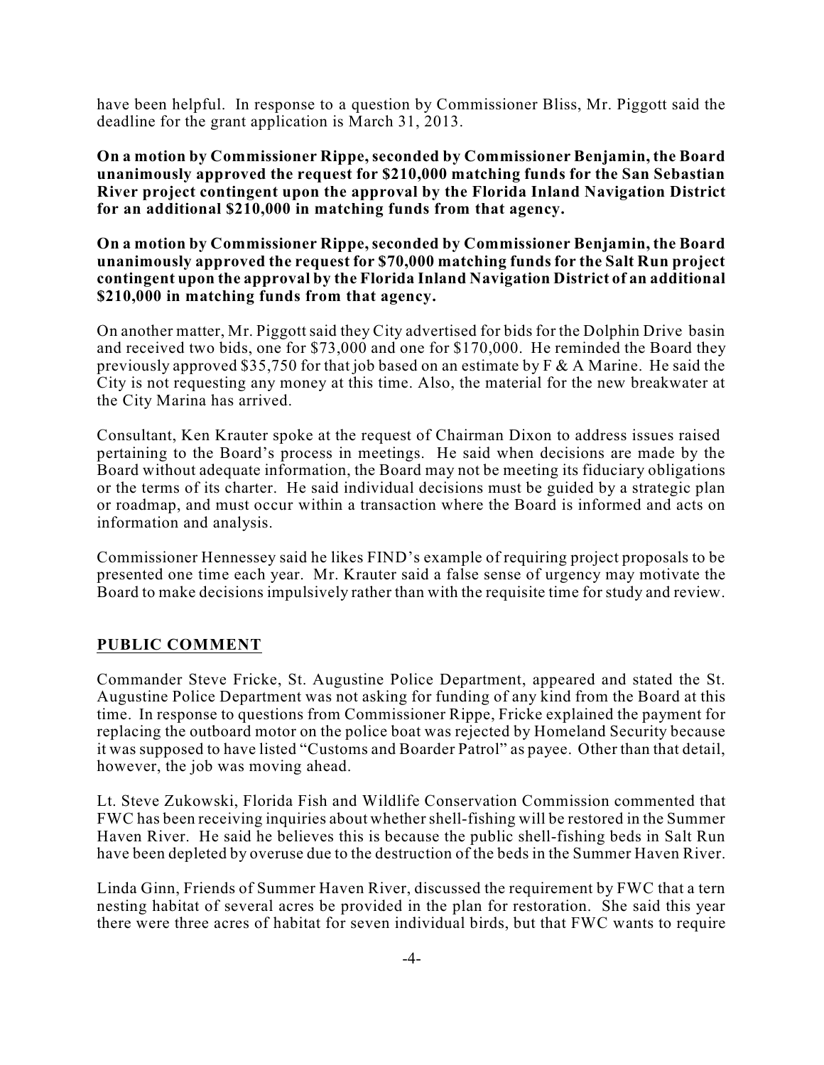have been helpful. In response to a question by Commissioner Bliss, Mr. Piggott said the deadline for the grant application is March 31, 2013.

**On a motion by Commissioner Rippe, seconded by Commissioner Benjamin, the Board unanimously approved the request for $210,000 matching funds for the San Sebastian River project contingent upon the approval by the Florida Inland Navigation District for an additional $210,000 in matching funds from that agency.**

**On a motion by Commissioner Rippe, seconded by Commissioner Benjamin, the Board unanimously approved the request for $70,000 matching funds for the Salt Run project contingent upon the approval by the Florida Inland Navigation District of an additional $210,000 in matching funds from that agency.**

On another matter, Mr. Piggott said they City advertised for bids for the Dolphin Drive basin and received two bids, one for $73,000 and one for $170,000. He reminded the Board they previously approved $35,750 for that job based on an estimate by F & A Marine. He said the City is not requesting any money at this time. Also, the material for the new breakwater at the City Marina has arrived.

Consultant, Ken Krauter spoke at the request of Chairman Dixon to address issues raised pertaining to the Board's process in meetings. He said when decisions are made by the Board without adequate information, the Board may not be meeting its fiduciary obligations or the terms of its charter. He said individual decisions must be guided by a strategic plan or roadmap, and must occur within a transaction where the Board is informed and acts on information and analysis.

Commissioner Hennessey said he likes FIND's example of requiring project proposals to be presented one time each year. Mr. Krauter said a false sense of urgency may motivate the Board to make decisions impulsively rather than with the requisite time for study and review.

## PUBLIC COMMENT

Commander Steve Fricke, St. Augustine Police Department, appeared and stated the St. Augustine Police Department was not asking for funding of any kind from the Board at this time. In response to questions from Commissioner Rippe, Fricke explained the payment for replacing the outboard motor on the police boat was rejected by Homeland Security because it was supposed to have listed "Customs and Boarder Patrol" as payee. Other than that detail, however, the job was moving ahead.

Lt. Steve Zukowski, Florida Fish and Wildlife Conservation Commission commented that FWC has been receiving inquiries about whether shell-fishing will be restored in the Summer Haven River. He said he believes this is because the public shell-fishing beds in Salt Run have been depleted by overuse due to the destruction of the beds in the Summer Haven River.

Linda Ginn, Friends of Summer Haven River, discussed the requirement by FWC that a tern nesting habitat of several acres be provided in the plan for restoration. She said this year there were three acres of habitat for seven individual birds, but that FWC wants to require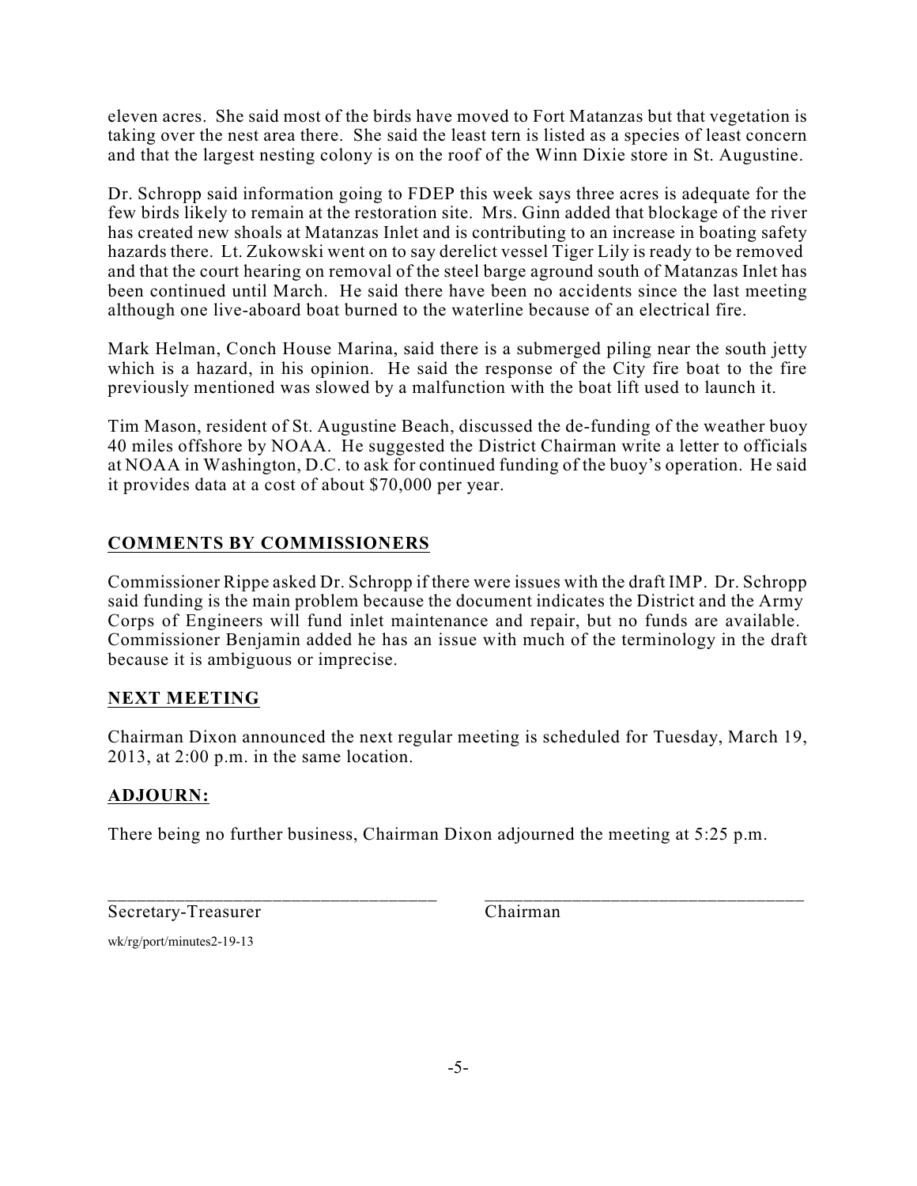eleven acres. She said most of the birds have moved to Fort Matanzas but that vegetation is taking over the nest area there. She said the least tern is listed as a species of least concern and that the largest nesting colony is on the roof of the Winn Dixie store in St. Augustine.

Dr. Schropp said information going to FDEP this week says three acres is adequate for the few birds likely to remain at the restoration site. Mrs. Ginn added that blockage of the river has created new shoals at Matanzas Inlet and is contributing to an increase in boating safety hazards there. Lt. Zukowski went on to say derelict vessel Tiger Lily is ready to be removed and that the court hearing on removal of the steel barge aground south of Matanzas Inlet has been continued until March. He said there have been no accidents since the last meeting although one live-aboard boat burned to the waterline because of an electrical fire.

Mark Helman, Conch House Marina, said there is a submerged piling near the south jetty which is a hazard, in his opinion. He said the response of the City fire boat to the fire previously mentioned was slowed by a malfunction with the boat lift used to launch it.

Tim Mason, resident of St. Augustine Beach, discussed the de-funding of the weather buoy 40 miles offshore by NOAA. He suggested the District Chairman write a letter to officials at NOAA in Washington, D.C. to ask for continued funding of the buoy's operation. He said it provides data at a cost of about $70,000 per year.

## COMMENTS BY COMMISSIONERS

Commissioner Rippe asked Dr. Schropp if there were issues with the draft IMP. Dr. Schropp said funding is the main problem because the document indicates the District and the Army Corps of Engineers will fund inlet maintenance and repair, but no funds are available. Commissioner Benjamin added he has an issue with much of the terminology in the draft because it is ambiguous or imprecise.

## NEXT MEETING

Chairman Dixon announced the next regular meeting is scheduled for Tuesday, March 19, 2013, at 2:00 p.m. in the same location.

## ADJOURN:

There being no further business, Chairman Dixon adjourned the meeting at 5:25 p.m.

\_\_\_\_\_\_\_\_\_\_\_\_\_\_\_\_\_\_\_\_\_\_\_\_\_\_\_\_\_\_\_\_\_\_\_\_ \_\_\_\_\_\_\_\_\_\_\_\_\_\_\_\_\_\_\_\_\_\_\_\_\_\_\_\_\_\_\_\_\_\_\_\_

Secretary-Treasurer Chairman

wk/rg/port/minutes2-19-13